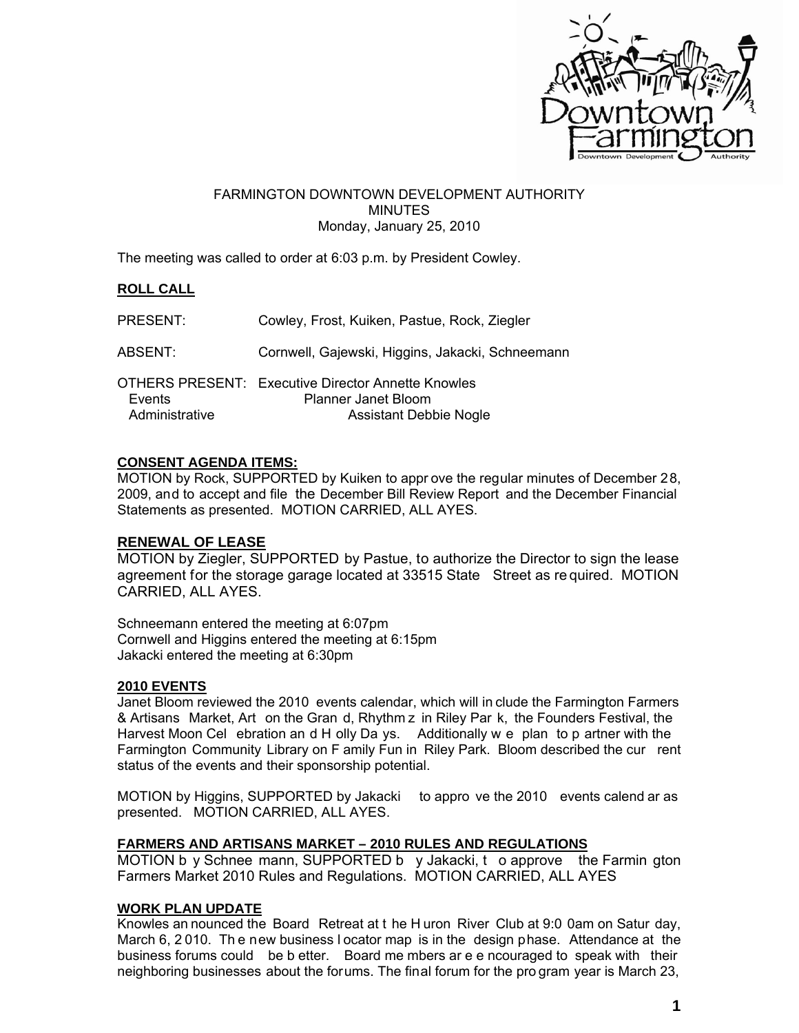FARMINGTON DOWNTOWN DEVELOPMENT AUTHORITY
MINUTES
Monday, January 25, 2010

The meeting was called to order at 6:03 p.m. by President Cowley.

## ROLL CALL

PRESENT: Cowley, Frost, Kuiken, Pastue, Rock, Ziegler

ABSENT: Cornwell, Gajewski, Higgins, Jakacki, Schneemann

OTHERS PRESENT: Executive Director Annette Knowles
Events Planner Janet Bloom
Administrative Assistant Debbie Nogle

## CONSENT AGENDA ITEMS:

MOTION by Rock, SUPPORTED by Kuiken to approve the regular minutes of December 28, 2009, and to accept and file the December Bill Review Report and the December Financial Statements as presented. MOTION CARRIED, ALL AYES.

## RENEWAL OF LEASE

MOTION by Ziegler, SUPPORTED by Pastue, to authorize the Director to sign the lease agreement for the storage garage located at 33515 State Street as required. MOTION CARRIED, ALL AYES.

Schneemann entered the meeting at 6:07pm
Cornwell and Higgins entered the meeting at 6:15pm
Jakacki entered the meeting at 6:30pm

## 2010 EVENTS

Janet Bloom reviewed the 2010 events calendar, which will include the Farmington Farmers & Artisans Market, Art on the Grand, Rhythm z in Riley Park, the Founders Festival, the Harvest Moon Celebration and Holly Days. Additionally we plan to partner with the Farmington Community Library on Family Fun in Riley Park. Bloom described the current status of the events and their sponsorship potential.

MOTION by Higgins, SUPPORTED by Jakacki to approve the 2010 events calendar as presented. MOTION CARRIED, ALL AYES.

## FARMERS AND ARTISANS MARKET – 2010 RULES AND REGULATIONS

MOTION by Schneemann, SUPPORTED by Jakacki, to approve the Farmington Farmers Market 2010 Rules and Regulations. MOTION CARRIED, ALL AYES

## WORK PLAN UPDATE

Knowles announced the Board Retreat at the Huron River Club at 9:00am on Saturday, March 6, 2010. The new business locator map is in the design phase. Attendance at the business forums could be better. Board members are encouraged to speak with their neighboring businesses about the forums. The final forum for the program year is March 23,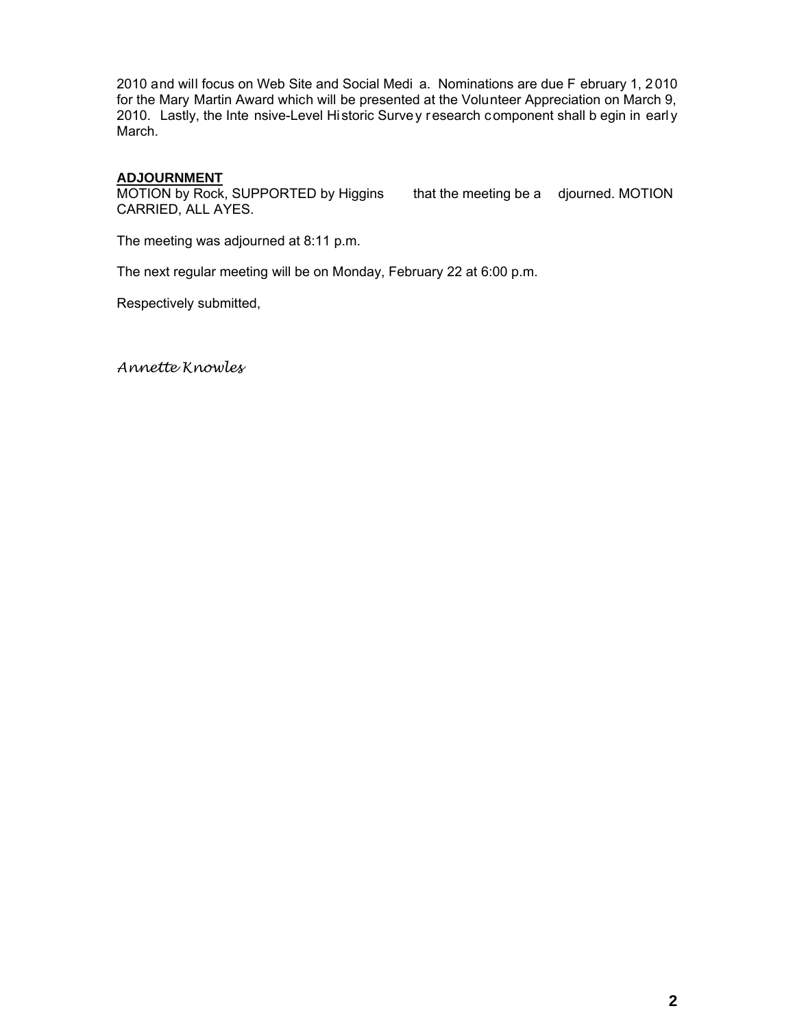2010 and will focus on Web Site and Social Media. Nominations are due February 1, 2010 for the Mary Martin Award which will be presented at the Volunteer Appreciation on March 9, 2010. Lastly, the Intensive-Level Historic Survey research component shall begin in early March.

**ADJOURNMENT**

MOTION by Rock, SUPPORTED by Higgins that the meeting be adjourned. MOTION CARRIED, ALL AYES.

The meeting was adjourned at 8:11 p.m.

The next regular meeting will be on Monday, February 22 at 6:00 p.m.

Respectively submitted,

*Annette Knowles*